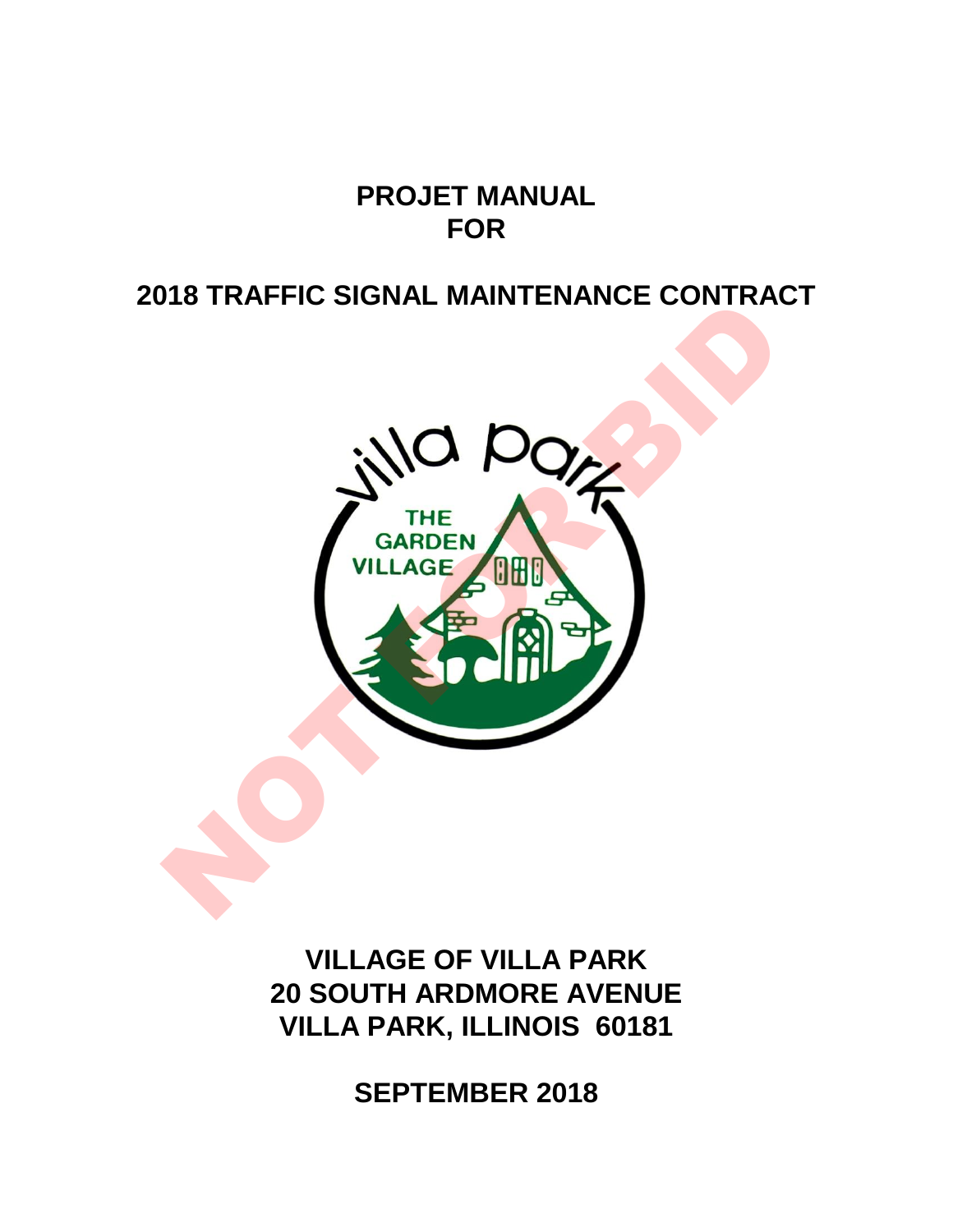# PROJET MANUAL
# FOR

# 2018 TRAFFIC SIGNAL MAINTENANCE CONTRACT

**VILLAGE OF VILLA PARK**
**20 SOUTH ARDMORE AVENUE**
**VILLA PARK, ILLINOIS 60181**

**SEPTEMBER 2018**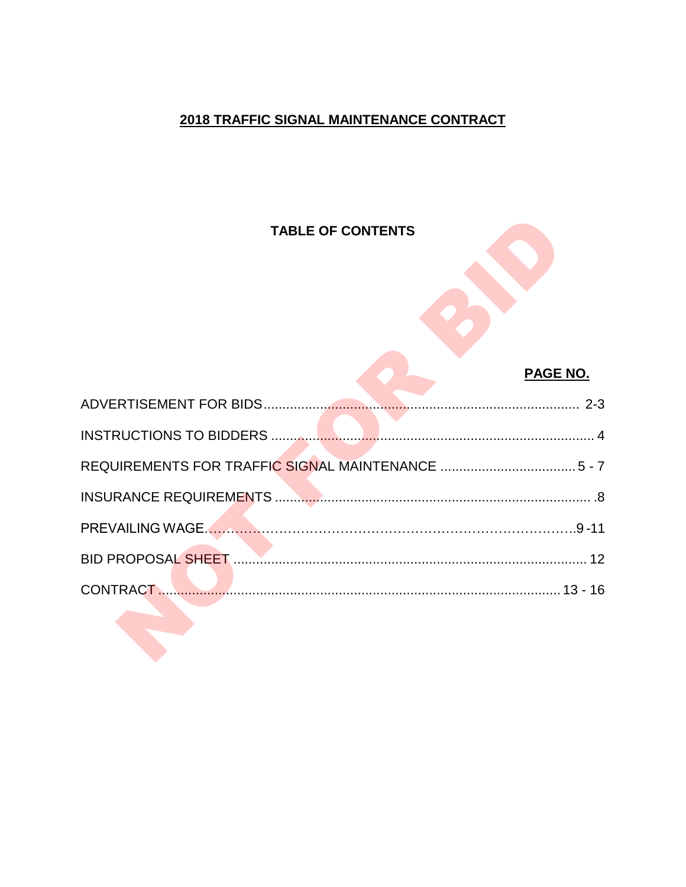# 2018 TRAFFIC SIGNAL MAINTENANCE CONTRACT

## TABLE OF CONTENTS

| | PAGE NO. |
|---|---|
| ADVERTISEMENT FOR BIDS | 2-3 |
| INSTRUCTIONS TO BIDDERS | 4 |
| REQUIREMENTS FOR TRAFFIC SIGNAL MAINTENANCE | 5 - 7 |
| INSURANCE REQUIREMENTS | .8 |
| PREVAILING WAGE | 9 -11 |
| BID PROPOSAL SHEET | 12 |
| CONTRACT | 13 - 16 |

NOT FOR BID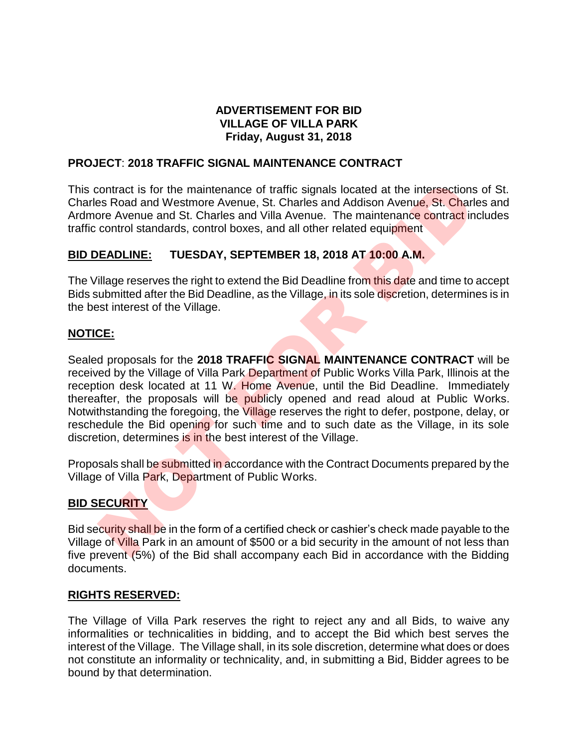**ADVERTISEMENT FOR BID**
**VILLAGE OF VILLA PARK**
**Friday, August 31, 2018**

**PROJECT**: **2018 TRAFFIC SIGNAL MAINTENANCE CONTRACT**

This contract is for the maintenance of traffic signals located at the intersections of St. Charles Road and Westmore Avenue, St. Charles and Addison Avenue, St. Charles and Ardmore Avenue and St. Charles and Villa Avenue. The maintenance contract includes traffic control standards, control boxes, and all other related equipment

**BID DEADLINE: TUESDAY, SEPTEMBER 18, 2018 AT 10:00 A.M.**

The Village reserves the right to extend the Bid Deadline from this date and time to accept Bids submitted after the Bid Deadline, as the Village, in its sole discretion, determines is in the best interest of the Village.

**NOTICE:**

Sealed proposals for the **2018 TRAFFIC SIGNAL MAINTENANCE CONTRACT** will be received by the Village of Villa Park Department of Public Works Villa Park, Illinois at the reception desk located at 11 W. Home Avenue, until the Bid Deadline. Immediately thereafter, the proposals will be publicly opened and read aloud at Public Works. Notwithstanding the foregoing, the Village reserves the right to defer, postpone, delay, or reschedule the Bid opening for such time and to such date as the Village, in its sole discretion, determines is in the best interest of the Village.

Proposals shall be submitted in accordance with the Contract Documents prepared by the Village of Villa Park, Department of Public Works.

**BID SECURITY**

Bid security shall be in the form of a certified check or cashier's check made payable to the Village of Villa Park in an amount of $500 or a bid security in the amount of not less than five prevent (5%) of the Bid shall accompany each Bid in accordance with the Bidding documents.

**RIGHTS RESERVED:**

The Village of Villa Park reserves the right to reject any and all Bids, to waive any informalities or technicalities in bidding, and to accept the Bid which best serves the interest of the Village. The Village shall, in its sole discretion, determine what does or does not constitute an informality or technicality, and, in submitting a Bid, Bidder agrees to be bound by that determination.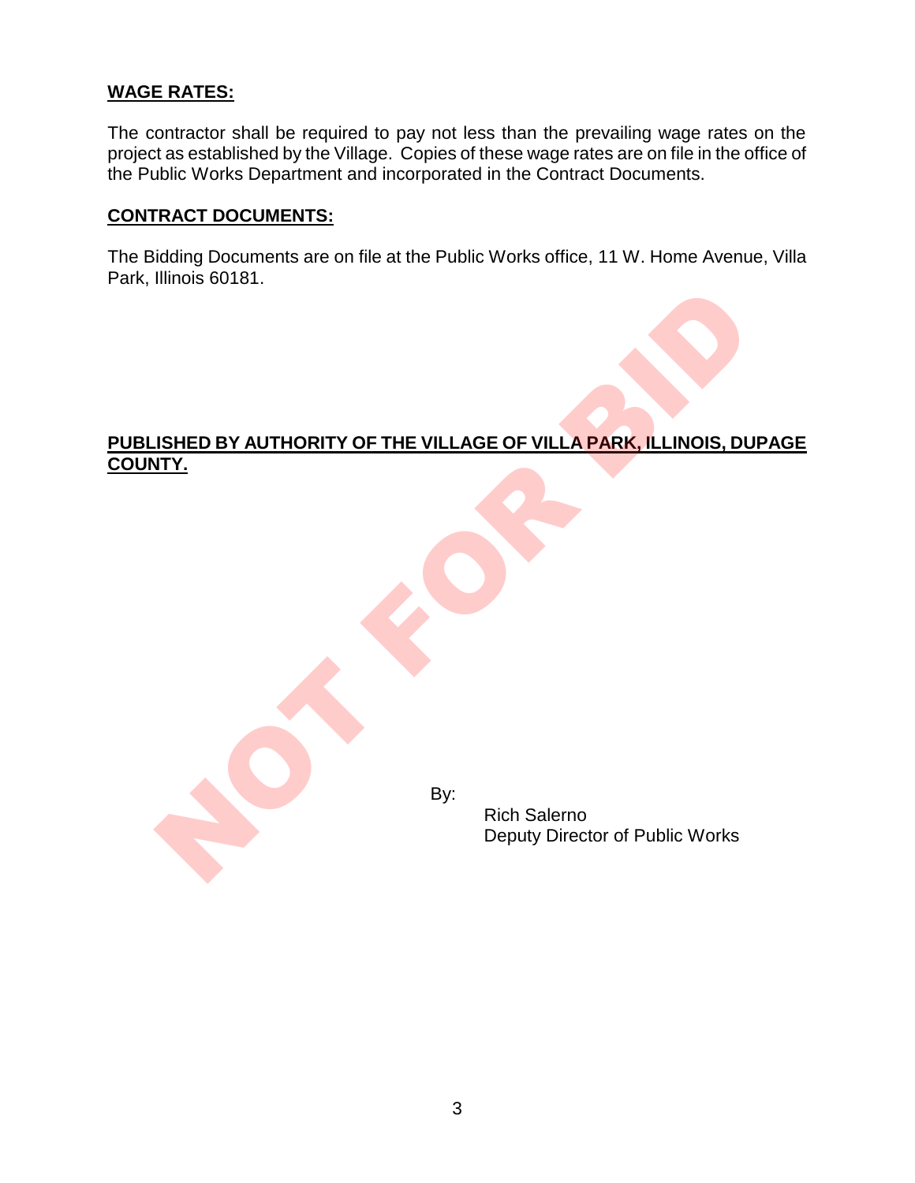**WAGE RATES:**

The contractor shall be required to pay not less than the prevailing wage rates on the project as established by the Village. Copies of these wage rates are on file in the office of the Public Works Department and incorporated in the Contract Documents.

**CONTRACT DOCUMENTS:**

The Bidding Documents are on file at the Public Works office, 11 W. Home Avenue, Villa Park, Illinois 60181.

**PUBLISHED BY AUTHORITY OF THE VILLAGE OF VILLA PARK, ILLINOIS, DUPAGE COUNTY.**

By:

Rich Salerno
Deputy Director of Public Works

NOT FOR BID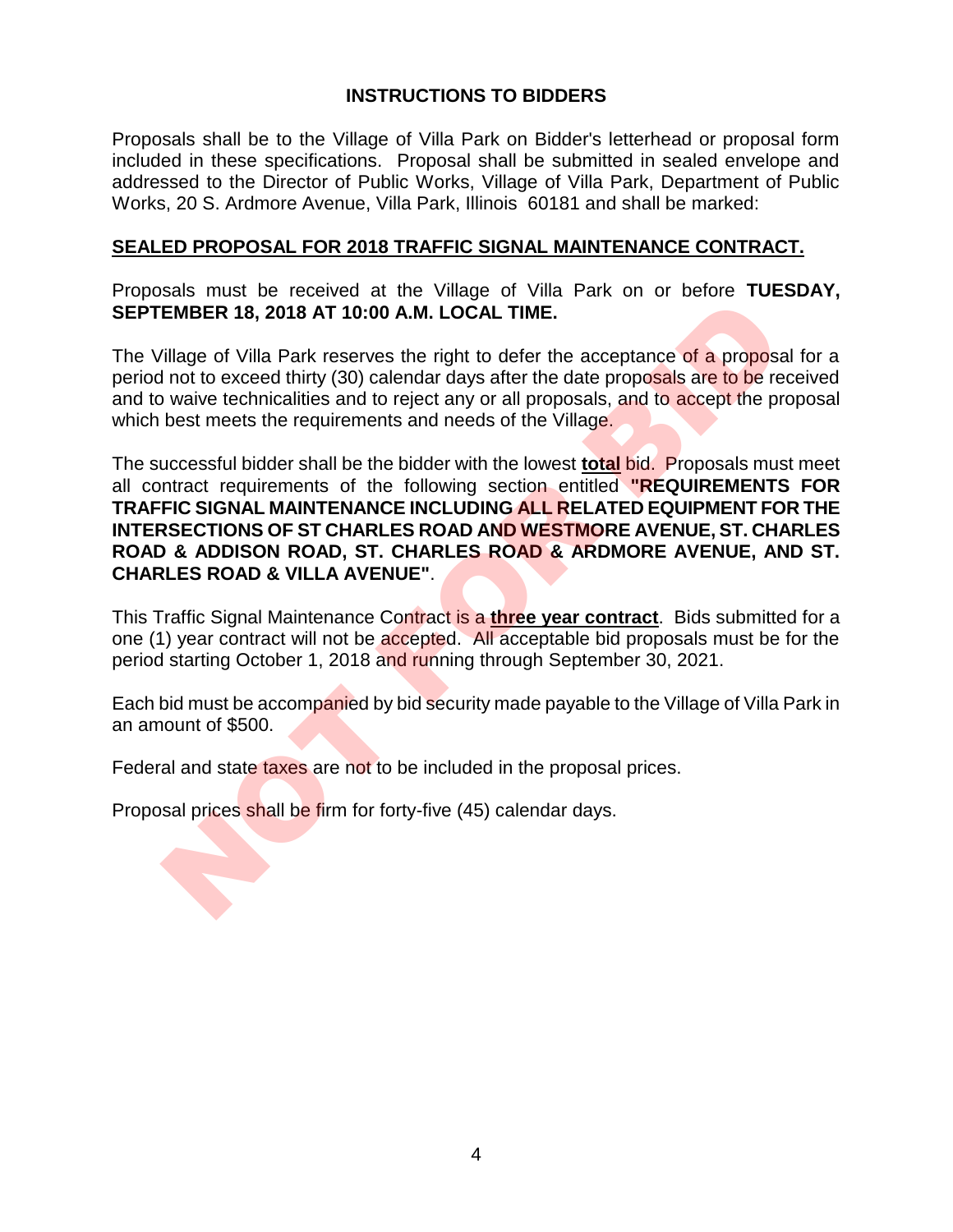## INSTRUCTIONS TO BIDDERS

Proposals shall be to the Village of Villa Park on Bidder's letterhead or proposal form included in these specifications. Proposal shall be submitted in sealed envelope and addressed to the Director of Public Works, Village of Villa Park, Department of Public Works, 20 S. Ardmore Avenue, Villa Park, Illinois 60181 and shall be marked:

**SEALED PROPOSAL FOR 2018 TRAFFIC SIGNAL MAINTENANCE CONTRACT.**

Proposals must be received at the Village of Villa Park on or before **TUESDAY, SEPTEMBER 18, 2018 AT 10:00 A.M. LOCAL TIME.**

The Village of Villa Park reserves the right to defer the acceptance of a proposal for a period not to exceed thirty (30) calendar days after the date proposals are to be received and to waive technicalities and to reject any or all proposals, and to accept the proposal which best meets the requirements and needs of the Village.

The successful bidder shall be the bidder with the lowest **total** bid. Proposals must meet all contract requirements of the following section entitled **"REQUIREMENTS FOR TRAFFIC SIGNAL MAINTENANCE INCLUDING ALL RELATED EQUIPMENT FOR THE INTERSECTIONS OF ST CHARLES ROAD AND WESTMORE AVENUE, ST. CHARLES ROAD & ADDISON ROAD, ST. CHARLES ROAD & ARDMORE AVENUE, AND ST. CHARLES ROAD & VILLA AVENUE"**.

This Traffic Signal Maintenance Contract is a **three year contract**. Bids submitted for a one (1) year contract will not be accepted. All acceptable bid proposals must be for the period starting October 1, 2018 and running through September 30, 2021.

Each bid must be accompanied by bid security made payable to the Village of Villa Park in an amount of $500.

Federal and state taxes are not to be included in the proposal prices.

Proposal prices shall be firm for forty-five (45) calendar days.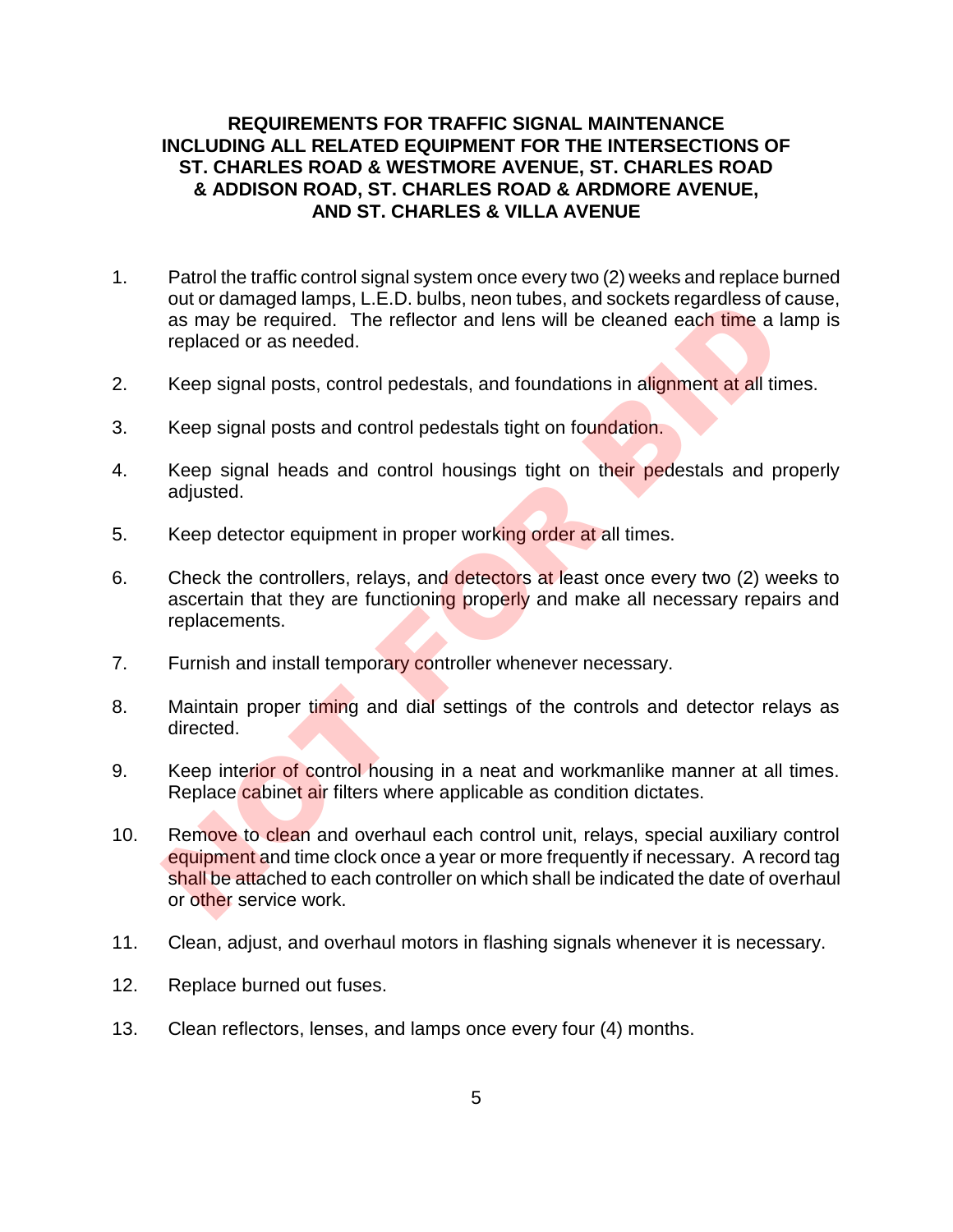## REQUIREMENTS FOR TRAFFIC SIGNAL MAINTENANCE INCLUDING ALL RELATED EQUIPMENT FOR THE INTERSECTIONS OF ST. CHARLES ROAD & WESTMORE AVENUE, ST. CHARLES ROAD & ADDISON ROAD, ST. CHARLES ROAD & ARDMORE AVENUE, AND ST. CHARLES & VILLA AVENUE

1. Patrol the traffic control signal system once every two (2) weeks and replace burned out or damaged lamps, L.E.D. bulbs, neon tubes, and sockets regardless of cause, as may be required. The reflector and lens will be cleaned each time a lamp is replaced or as needed.

2. Keep signal posts, control pedestals, and foundations in alignment at all times.

3. Keep signal posts and control pedestals tight on foundation.

4. Keep signal heads and control housings tight on their pedestals and properly adjusted.

5. Keep detector equipment in proper working order at all times.

6. Check the controllers, relays, and detectors at least once every two (2) weeks to ascertain that they are functioning properly and make all necessary repairs and replacements.

7. Furnish and install temporary controller whenever necessary.

8. Maintain proper timing and dial settings of the controls and detector relays as directed.

9. Keep interior of control housing in a neat and workmanlike manner at all times. Replace cabinet air filters where applicable as condition dictates.

10. Remove to clean and overhaul each control unit, relays, special auxiliary control equipment and time clock once a year or more frequently if necessary. A record tag shall be attached to each controller on which shall be indicated the date of overhaul or other service work.

11. Clean, adjust, and overhaul motors in flashing signals whenever it is necessary.

12. Replace burned out fuses.

13. Clean reflectors, lenses, and lamps once every four (4) months.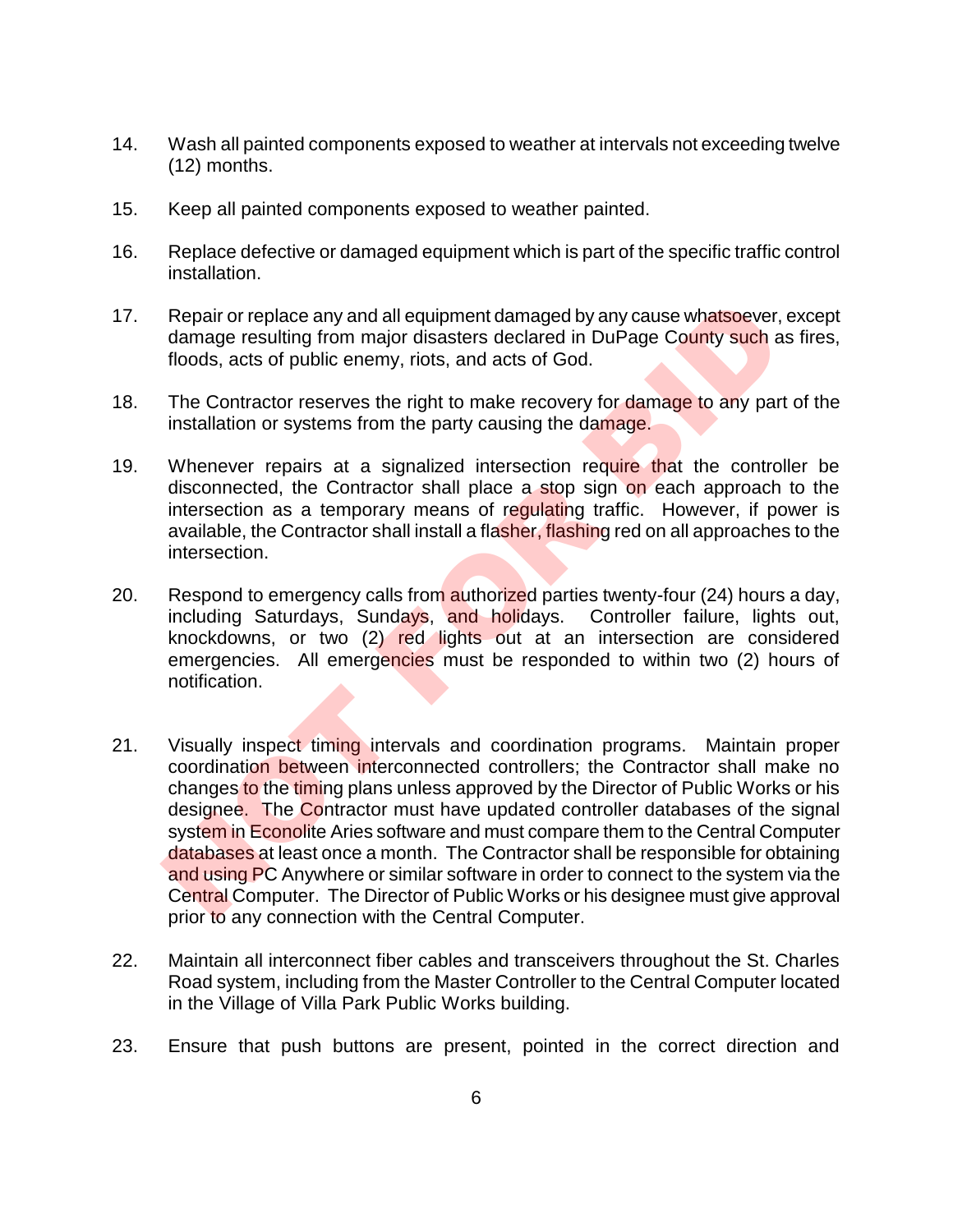14. Wash all painted components exposed to weather at intervals not exceeding twelve (12) months.

15. Keep all painted components exposed to weather painted.

16. Replace defective or damaged equipment which is part of the specific traffic control installation.

17. Repair or replace any and all equipment damaged by any cause whatsoever, except damage resulting from major disasters declared in DuPage County such as fires, floods, acts of public enemy, riots, and acts of God.

18. The Contractor reserves the right to make recovery for damage to any part of the installation or systems from the party causing the damage.

19. Whenever repairs at a signalized intersection require that the controller be disconnected, the Contractor shall place a stop sign on each approach to the intersection as a temporary means of regulating traffic. However, if power is available, the Contractor shall install a flasher, flashing red on all approaches to the intersection.

20. Respond to emergency calls from authorized parties twenty-four (24) hours a day, including Saturdays, Sundays, and holidays. Controller failure, lights out, knockdowns, or two (2) red lights out at an intersection are considered emergencies. All emergencies must be responded to within two (2) hours of notification.

21. Visually inspect timing intervals and coordination programs. Maintain proper coordination between interconnected controllers; the Contractor shall make no changes to the timing plans unless approved by the Director of Public Works or his designee. The Contractor must have updated controller databases of the signal system in Econolite Aries software and must compare them to the Central Computer databases at least once a month. The Contractor shall be responsible for obtaining and using PC Anywhere or similar software in order to connect to the system via the Central Computer. The Director of Public Works or his designee must give approval prior to any connection with the Central Computer.

22. Maintain all interconnect fiber cables and transceivers throughout the St. Charles Road system, including from the Master Controller to the Central Computer located in the Village of Villa Park Public Works building.

23. Ensure that push buttons are present, pointed in the correct direction and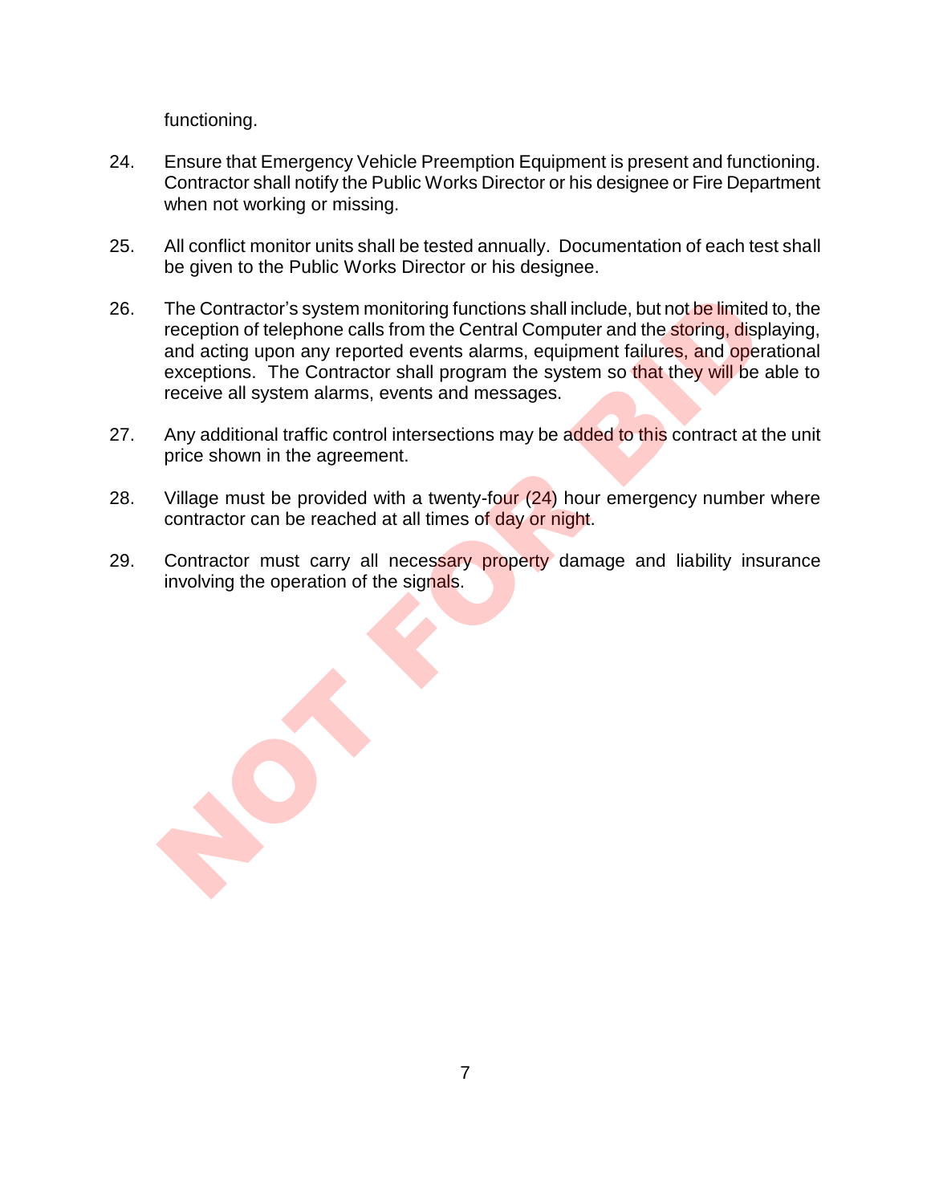functioning.

24. Ensure that Emergency Vehicle Preemption Equipment is present and functioning. Contractor shall notify the Public Works Director or his designee or Fire Department when not working or missing.

25. All conflict monitor units shall be tested annually. Documentation of each test shall be given to the Public Works Director or his designee.

26. The Contractor's system monitoring functions shall include, but not be limited to, the reception of telephone calls from the Central Computer and the storing, displaying, and acting upon any reported events alarms, equipment failures, and operational exceptions. The Contractor shall program the system so that they will be able to receive all system alarms, events and messages.

27. Any additional traffic control intersections may be added to this contract at the unit price shown in the agreement.

28. Village must be provided with a twenty-four (24) hour emergency number where contractor can be reached at all times of day or night.

29. Contractor must carry all necessary property damage and liability insurance involving the operation of the signals.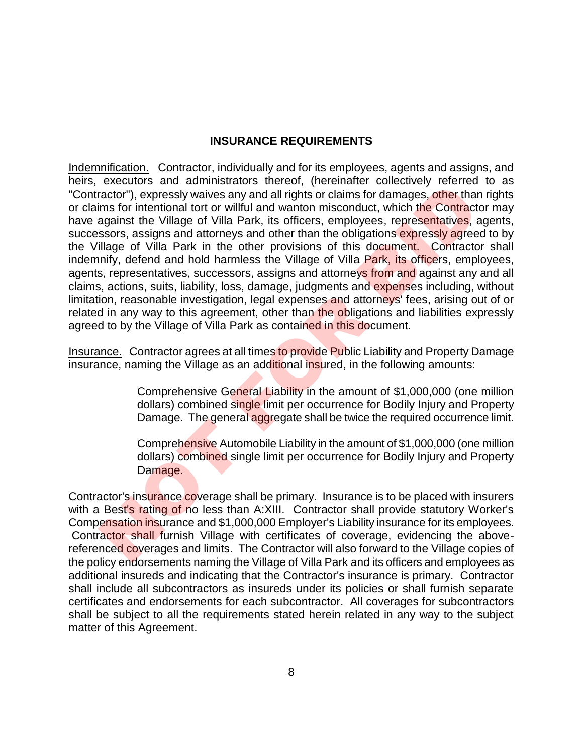## INSURANCE REQUIREMENTS

Indemnification. Contractor, individually and for its employees, agents and assigns, and heirs, executors and administrators thereof, (hereinafter collectively referred to as "Contractor"), expressly waives any and all rights or claims for damages, other than rights or claims for intentional tort or willful and wanton misconduct, which the Contractor may have against the Village of Villa Park, its officers, employees, representatives, agents, successors, assigns and attorneys and other than the obligations expressly agreed to by the Village of Villa Park in the other provisions of this document. Contractor shall indemnify, defend and hold harmless the Village of Villa Park, its officers, employees, agents, representatives, successors, assigns and attorneys from and against any and all claims, actions, suits, liability, loss, damage, judgments and expenses including, without limitation, reasonable investigation, legal expenses and attorneys' fees, arising out of or related in any way to this agreement, other than the obligations and liabilities expressly agreed to by the Village of Villa Park as contained in this document.

Insurance. Contractor agrees at all times to provide Public Liability and Property Damage insurance, naming the Village as an additional insured, in the following amounts:

> Comprehensive General Liability in the amount of $1,000,000 (one million dollars) combined single limit per occurrence for Bodily Injury and Property Damage. The general aggregate shall be twice the required occurrence limit.
>
> Comprehensive Automobile Liability in the amount of $1,000,000 (one million dollars) combined single limit per occurrence for Bodily Injury and Property Damage.

Contractor's insurance coverage shall be primary. Insurance is to be placed with insurers with a Best's rating of no less than A:XIII. Contractor shall provide statutory Worker's Compensation insurance and $1,000,000 Employer's Liability insurance for its employees. Contractor shall furnish Village with certificates of coverage, evidencing the above-referenced coverages and limits. The Contractor will also forward to the Village copies of the policy endorsements naming the Village of Villa Park and its officers and employees as additional insureds and indicating that the Contractor's insurance is primary. Contractor shall include all subcontractors as insureds under its policies or shall furnish separate certificates and endorsements for each subcontractor. All coverages for subcontractors shall be subject to all the requirements stated herein related in any way to the subject matter of this Agreement.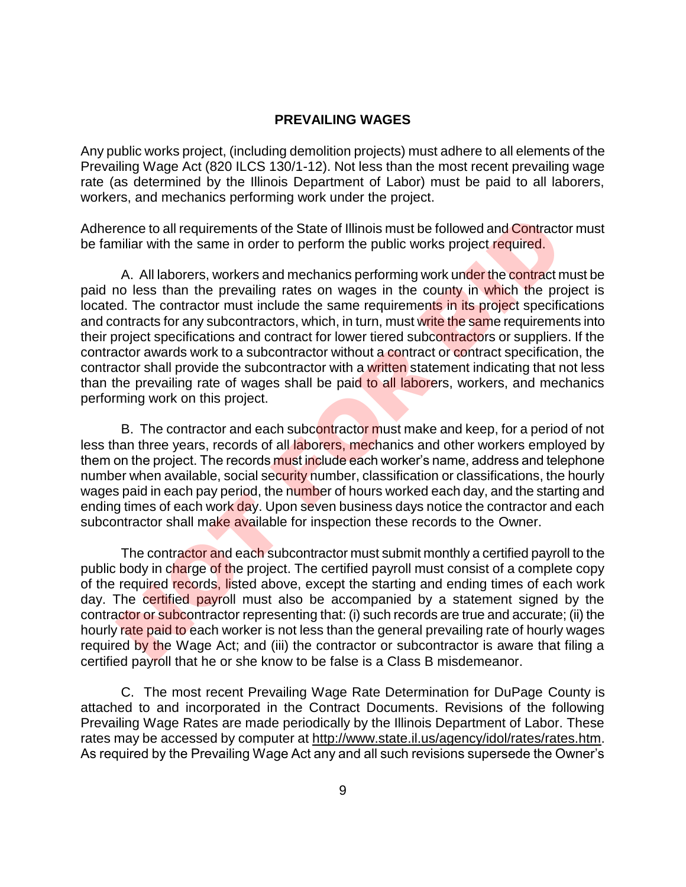## PREVAILING WAGES

Any public works project, (including demolition projects) must adhere to all elements of the Prevailing Wage Act (820 ILCS 130/1-12). Not less than the most recent prevailing wage rate (as determined by the Illinois Department of Labor) must be paid to all laborers, workers, and mechanics performing work under the project.

Adherence to all requirements of the State of Illinois must be followed and Contractor must be familiar with the same in order to perform the public works project required.

A. All laborers, workers and mechanics performing work under the contract must be paid no less than the prevailing rates on wages in the county in which the project is located. The contractor must include the same requirements in its project specifications and contracts for any subcontractors, which, in turn, must write the same requirements into their project specifications and contract for lower tiered subcontractors or suppliers. If the contractor awards work to a subcontractor without a contract or contract specification, the contractor shall provide the subcontractor with a written statement indicating that not less than the prevailing rate of wages shall be paid to all laborers, workers, and mechanics performing work on this project.

B. The contractor and each subcontractor must make and keep, for a period of not less than three years, records of all laborers, mechanics and other workers employed by them on the project. The records must include each worker's name, address and telephone number when available, social security number, classification or classifications, the hourly wages paid in each pay period, the number of hours worked each day, and the starting and ending times of each work day. Upon seven business days notice the contractor and each subcontractor shall make available for inspection these records to the Owner.

The contractor and each subcontractor must submit monthly a certified payroll to the public body in charge of the project. The certified payroll must consist of a complete copy of the required records, listed above, except the starting and ending times of each work day. The certified payroll must also be accompanied by a statement signed by the contractor or subcontractor representing that: (i) such records are true and accurate; (ii) the hourly rate paid to each worker is not less than the general prevailing rate of hourly wages required by the Wage Act; and (iii) the contractor or subcontractor is aware that filing a certified payroll that he or she know to be false is a Class B misdemeanor.

C. The most recent Prevailing Wage Rate Determination for DuPage County is attached to and incorporated in the Contract Documents. Revisions of the following Prevailing Wage Rates are made periodically by the Illinois Department of Labor. These rates may be accessed by computer at http://www.state.il.us/agency/idol/rates/rates.htm. As required by the Prevailing Wage Act any and all such revisions supersede the Owner's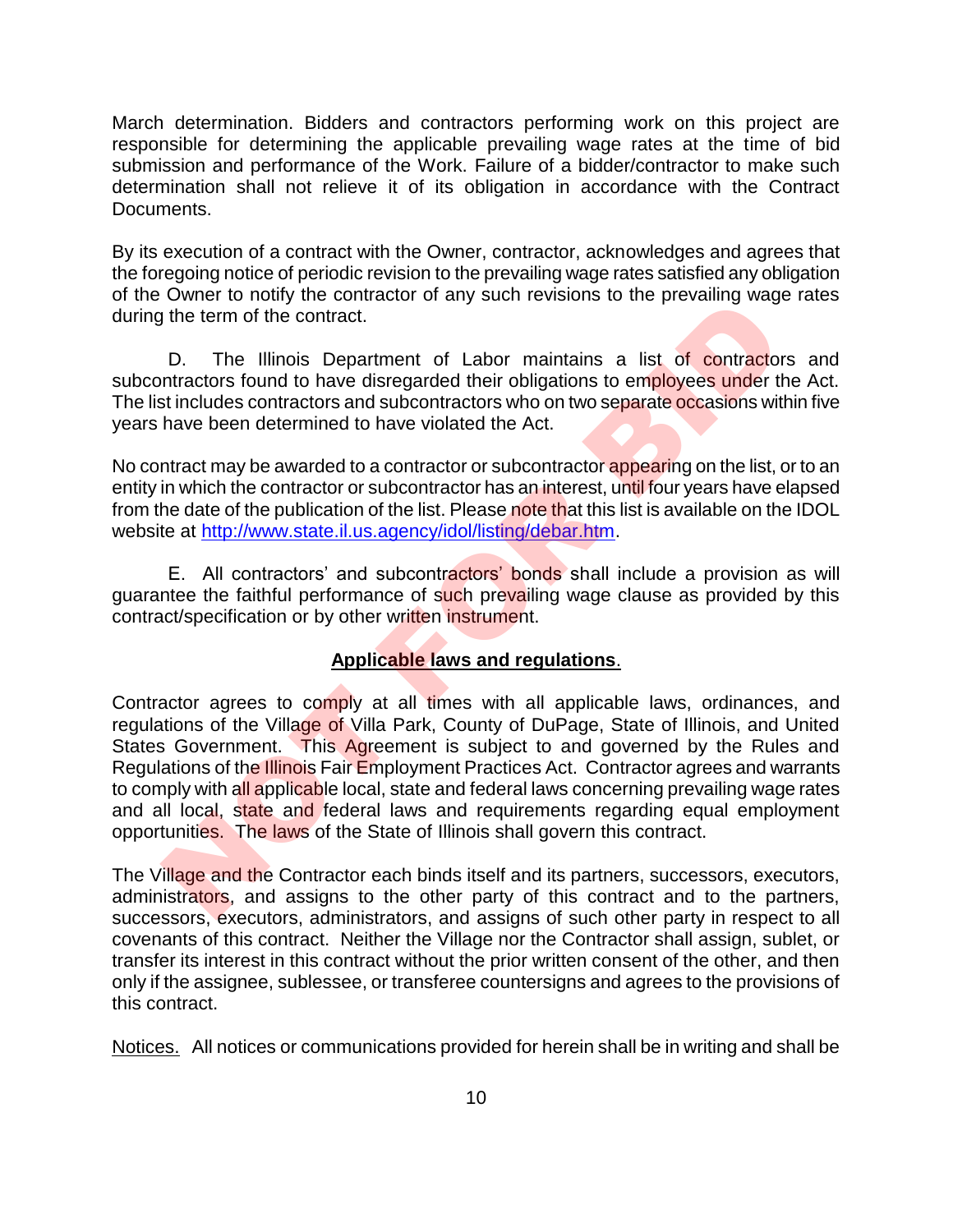March determination. Bidders and contractors performing work on this project are responsible for determining the applicable prevailing wage rates at the time of bid submission and performance of the Work. Failure of a bidder/contractor to make such determination shall not relieve it of its obligation in accordance with the Contract Documents.

By its execution of a contract with the Owner, contractor, acknowledges and agrees that the foregoing notice of periodic revision to the prevailing wage rates satisfied any obligation of the Owner to notify the contractor of any such revisions to the prevailing wage rates during the term of the contract.

D. The Illinois Department of Labor maintains a list of contractors and subcontractors found to have disregarded their obligations to employees under the Act. The list includes contractors and subcontractors who on two separate occasions within five years have been determined to have violated the Act.

No contract may be awarded to a contractor or subcontractor appearing on the list, or to an entity in which the contractor or subcontractor has an interest, until four years have elapsed from the date of the publication of the list. Please note that this list is available on the IDOL website at http://www.state.il.us.agency/idol/listing/debar.htm.

E. All contractors' and subcontractors' bonds shall include a provision as will guarantee the faithful performance of such prevailing wage clause as provided by this contract/specification or by other written instrument.

**Applicable laws and regulations.**

Contractor agrees to comply at all times with all applicable laws, ordinances, and regulations of the Village of Villa Park, County of DuPage, State of Illinois, and United States Government. This Agreement is subject to and governed by the Rules and Regulations of the Illinois Fair Employment Practices Act. Contractor agrees and warrants to comply with all applicable local, state and federal laws concerning prevailing wage rates and all local, state and federal laws and requirements regarding equal employment opportunities. The laws of the State of Illinois shall govern this contract.

The Village and the Contractor each binds itself and its partners, successors, executors, administrators, and assigns to the other party of this contract and to the partners, successors, executors, administrators, and assigns of such other party in respect to all covenants of this contract. Neither the Village nor the Contractor shall assign, sublet, or transfer its interest in this contract without the prior written consent of the other, and then only if the assignee, sublessee, or transferee countersigns and agrees to the provisions of this contract.

Notices. All notices or communications provided for herein shall be in writing and shall be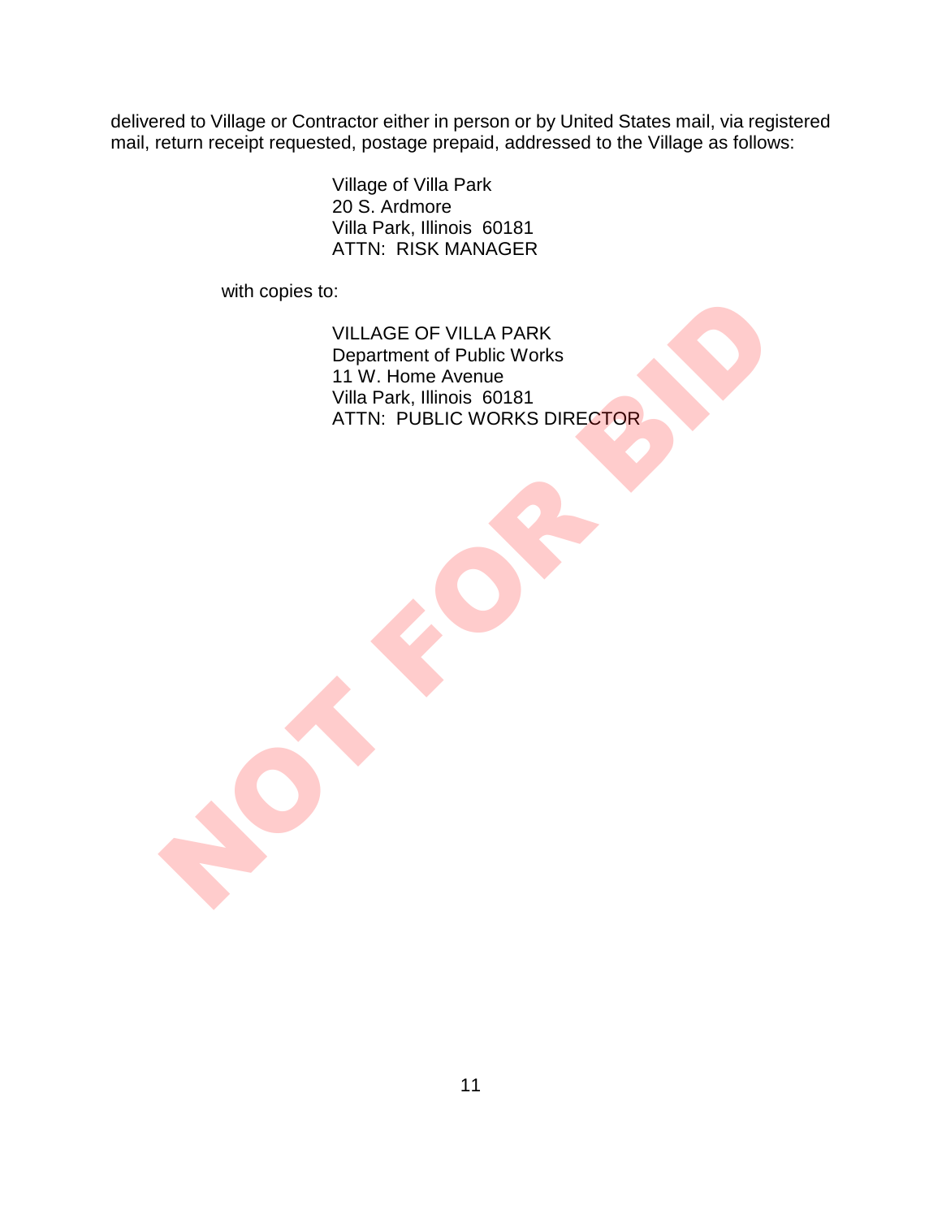delivered to Village or Contractor either in person or by United States mail, via registered mail, return receipt requested, postage prepaid, addressed to the Village as follows:

Village of Villa Park
20 S. Ardmore
Villa Park, Illinois 60181
ATTN: RISK MANAGER

with copies to:

VILLAGE OF VILLA PARK
Department of Public Works
11 W. Home Avenue
Villa Park, Illinois 60181
ATTN: PUBLIC WORKS DIRECTOR

NOT FOR BID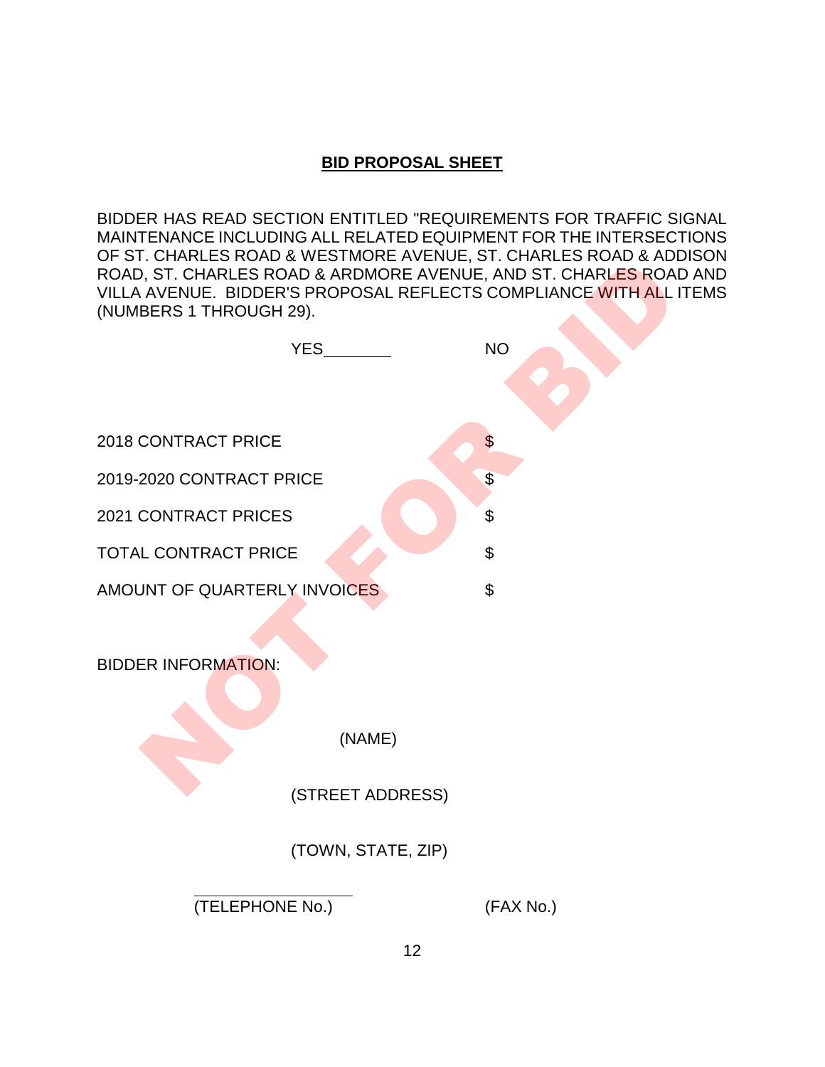## BID PROPOSAL SHEET

BIDDER HAS READ SECTION ENTITLED "REQUIREMENTS FOR TRAFFIC SIGNAL MAINTENANCE INCLUDING ALL RELATED EQUIPMENT FOR THE INTERSECTIONS OF ST. CHARLES ROAD & WESTMORE AVENUE, ST. CHARLES ROAD & ADDISON ROAD, ST. CHARLES ROAD & ARDMORE AVENUE, AND ST. CHARLES ROAD AND VILLA AVENUE. BIDDER'S PROPOSAL REFLECTS COMPLIANCE WITH ALL ITEMS (NUMBERS 1 THROUGH 29).

YES_______ NO

2018 CONTRACT PRICE $

2019-2020 CONTRACT PRICE $

2021 CONTRACT PRICES $

TOTAL CONTRACT PRICE $

AMOUNT OF QUARTERLY INVOICES $

BIDDER INFORMATION:

(NAME)

(STREET ADDRESS)

(TOWN, STATE, ZIP)

(TELEPHONE No.) (FAX No.)

NOT FOR BID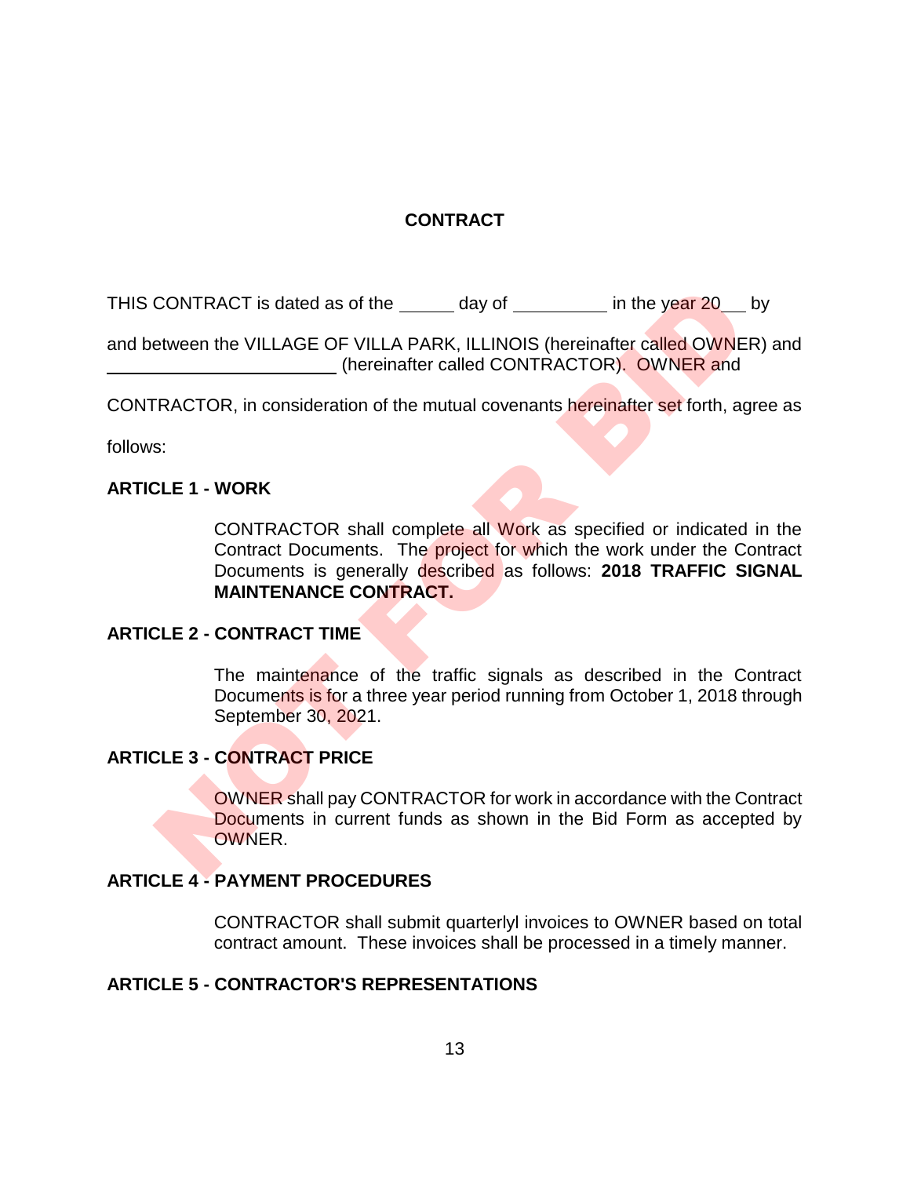# CONTRACT

THIS CONTRACT is dated as of the ______ day of __________ in the year 20___ by

and between the VILLAGE OF VILLA PARK, ILLINOIS (hereinafter called OWNER) and __________________________ (hereinafter called CONTRACTOR). OWNER and

CONTRACTOR, in consideration of the mutual covenants hereinafter set forth, agree as

follows:

**ARTICLE 1 - WORK**

CONTRACTOR shall complete all Work as specified or indicated in the Contract Documents. The project for which the work under the Contract Documents is generally described as follows: **2018 TRAFFIC SIGNAL MAINTENANCE CONTRACT.**

**ARTICLE 2 - CONTRACT TIME**

The maintenance of the traffic signals as described in the Contract Documents is for a three year period running from October 1, 2018 through September 30, 2021.

**ARTICLE 3 - CONTRACT PRICE**

OWNER shall pay CONTRACTOR for work in accordance with the Contract Documents in current funds as shown in the Bid Form as accepted by OWNER.

**ARTICLE 4 - PAYMENT PROCEDURES**

CONTRACTOR shall submit quarterlyl invoices to OWNER based on total contract amount. These invoices shall be processed in a timely manner.

**ARTICLE 5 - CONTRACTOR'S REPRESENTATIONS**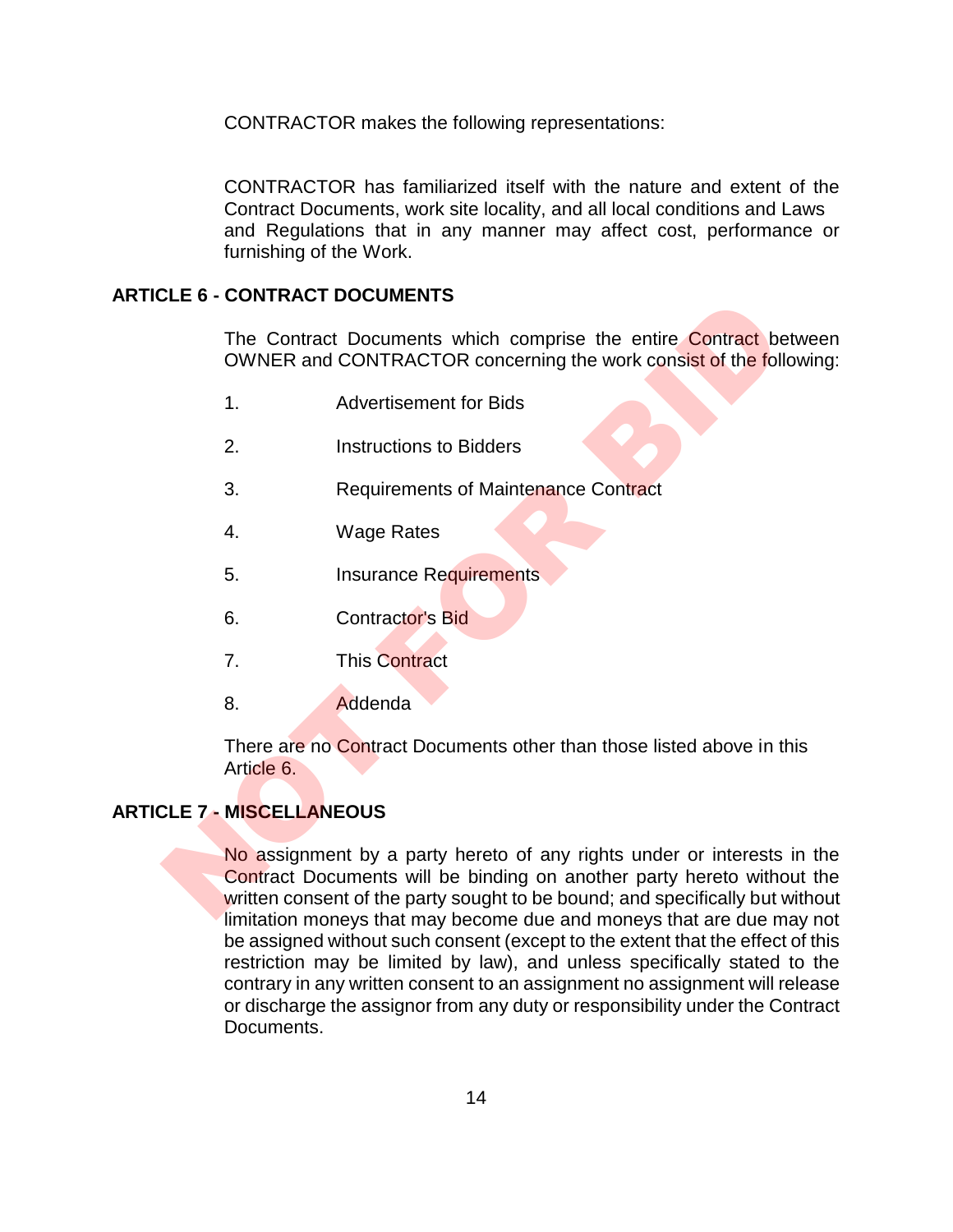CONTRACTOR makes the following representations:

CONTRACTOR has familiarized itself with the nature and extent of the Contract Documents, work site locality, and all local conditions and Laws and Regulations that in any manner may affect cost, performance or furnishing of the Work.

## ARTICLE 6 - CONTRACT DOCUMENTS

The Contract Documents which comprise the entire Contract between OWNER and CONTRACTOR concerning the work consist of the following:

1. Advertisement for Bids
2. Instructions to Bidders
3. Requirements of Maintenance Contract
4. Wage Rates
5. Insurance Requirements
6. Contractor's Bid
7. This Contract
8. Addenda

There are no Contract Documents other than those listed above in this Article 6.

## ARTICLE 7 - MISCELLANEOUS

No assignment by a party hereto of any rights under or interests in the Contract Documents will be binding on another party hereto without the written consent of the party sought to be bound; and specifically but without limitation moneys that may become due and moneys that are due may not be assigned without such consent (except to the extent that the effect of this restriction may be limited by law), and unless specifically stated to the contrary in any written consent to an assignment no assignment will release or discharge the assignor from any duty or responsibility under the Contract Documents.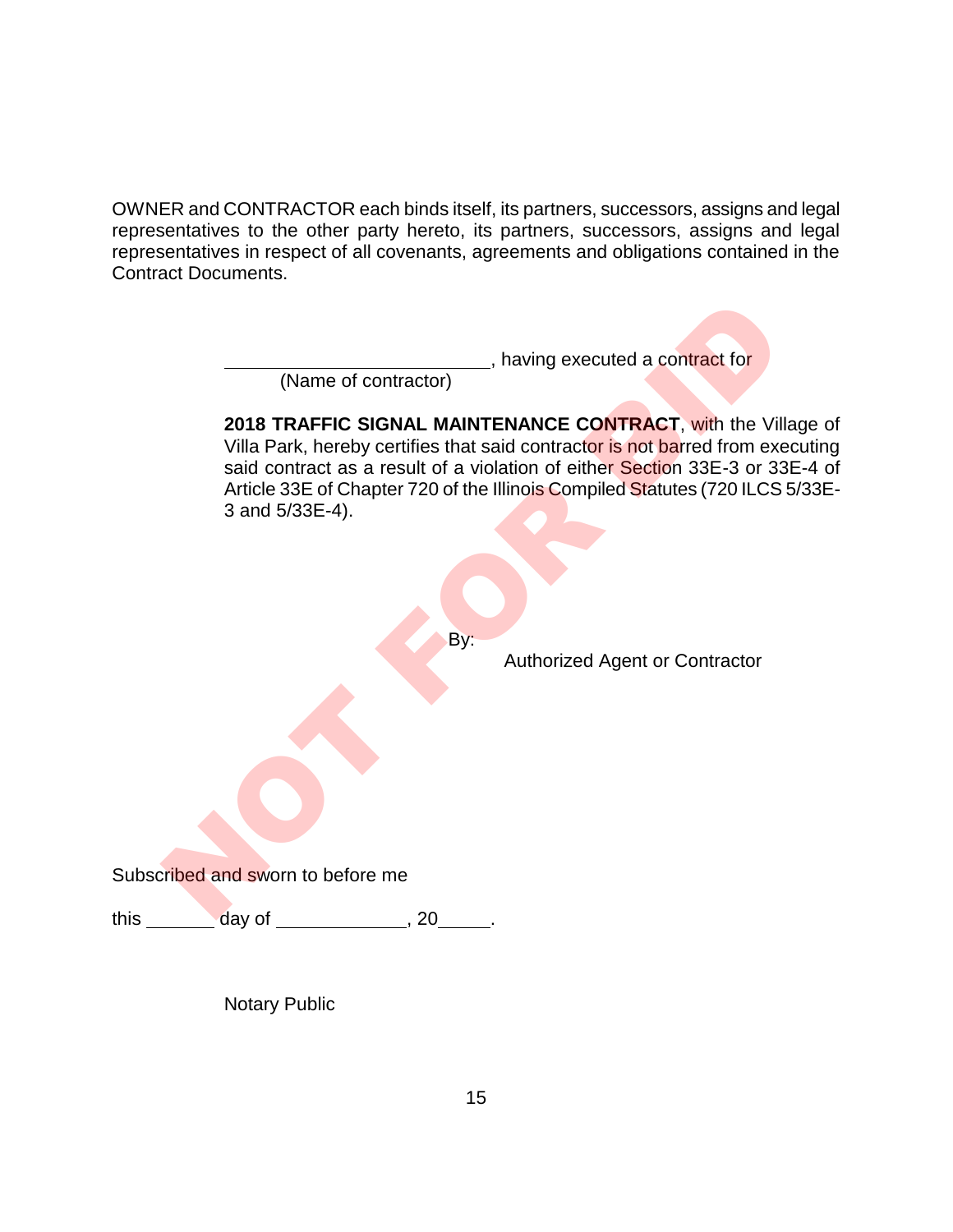OWNER and CONTRACTOR each binds itself, its partners, successors, assigns and legal representatives to the other party hereto, its partners, successors, assigns and legal representatives in respect of all covenants, agreements and obligations contained in the Contract Documents.

\_\_\_\_\_\_\_\_\_\_\_\_\_\_\_\_\_\_\_\_\_\_\_\_\_\_\_\_, having executed a contract for
(Name of contractor)

**2018 TRAFFIC SIGNAL MAINTENANCE CONTRACT**, with the Village of Villa Park, hereby certifies that said contractor is not barred from executing said contract as a result of a violation of either Section 33E-3 or 33E-4 of Article 33E of Chapter 720 of the Illinois Compiled Statutes (720 ILCS 5/33E-3 and 5/33E-4).

By:
Authorized Agent or Contractor

Subscribed and sworn to before me

this \_\_\_\_\_\_\_ day of \_\_\_\_\_\_\_\_\_\_\_\_\_, 20\_\_\_\_\_.

Notary Public

NOT FOR BID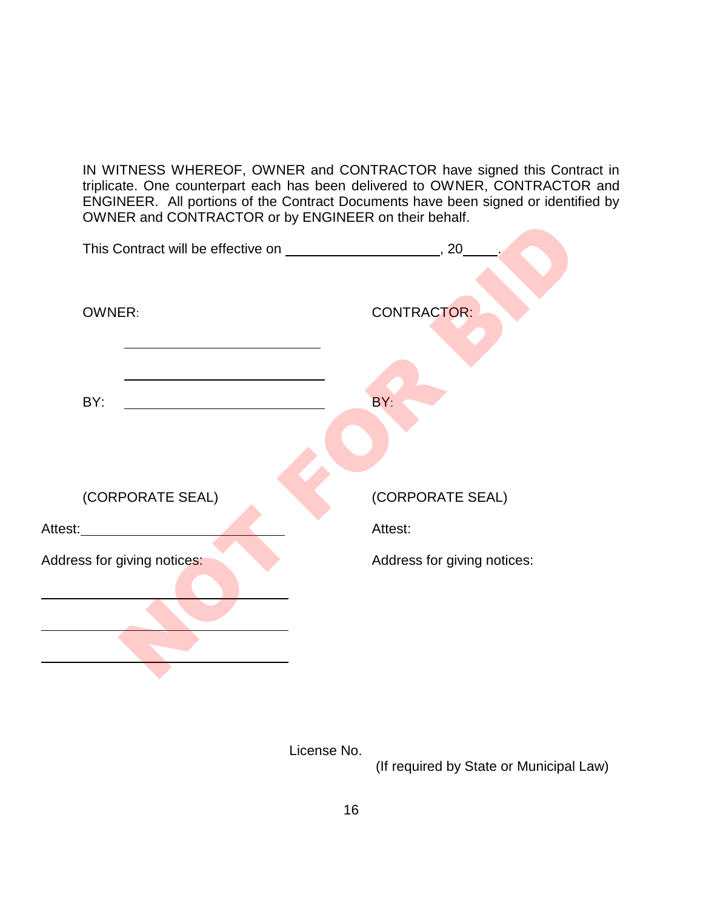IN WITNESS WHEREOF, OWNER and CONTRACTOR have signed this Contract in triplicate. One counterpart each has been delivered to OWNER, CONTRACTOR and ENGINEER. All portions of the Contract Documents have been signed or identified by OWNER and CONTRACTOR or by ENGINEER on their behalf.

This Contract will be effective on ____________________, 20_____.

| OWNER: | CONTRACTOR: |
|---|---|
| ____________________________ | |
| ____________________________ | |
| BY: ____________________________ | BY: |
| (CORPORATE SEAL) | (CORPORATE SEAL) |
| Attest: ____________________________ | Attest: |
| Address for giving notices: | Address for giving notices: |
| ____________________________ | |
| ____________________________ | |
| ____________________________ | |

NOT FOR BID

License No.
(If required by State or Municipal Law)